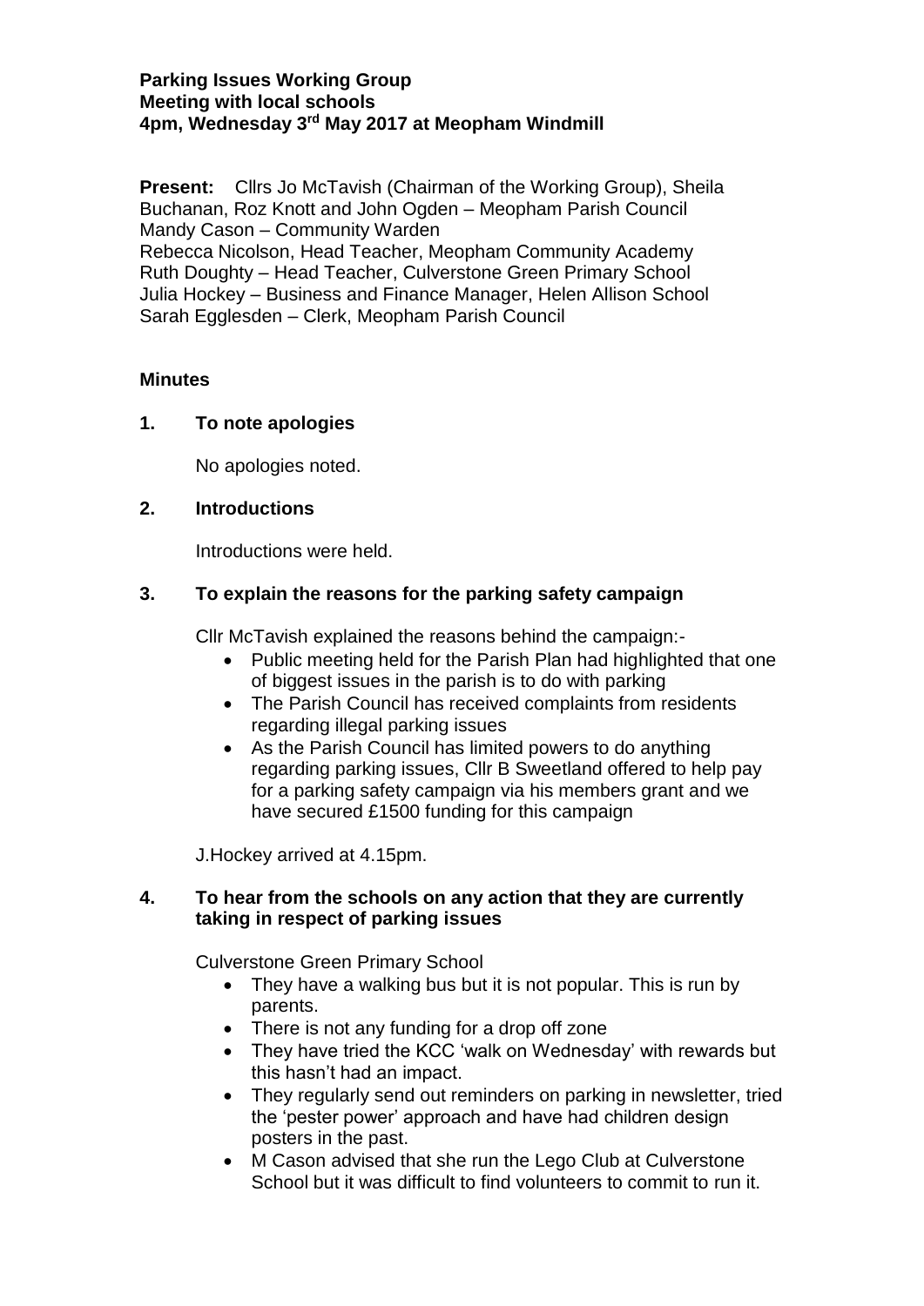**Parking Issues Working Group**
**Meeting with local schools**
**4pm, Wednesday 3rd May 2017 at Meopham Windmill**

**Present:** Cllrs Jo McTavish (Chairman of the Working Group), Sheila Buchanan, Roz Knott and John Ogden – Meopham Parish Council
Mandy Cason – Community Warden
Rebecca Nicolson, Head Teacher, Meopham Community Academy
Ruth Doughty – Head Teacher, Culverstone Green Primary School
Julia Hockey – Business and Finance Manager, Helen Allison School
Sarah Egglesden – Clerk, Meopham Parish Council

## Minutes

### 1. To note apologies

No apologies noted.

### 2. Introductions

Introductions were held.

### 3. To explain the reasons for the parking safety campaign

Cllr McTavish explained the reasons behind the campaign:-

- Public meeting held for the Parish Plan had highlighted that one of biggest issues in the parish is to do with parking
- The Parish Council has received complaints from residents regarding illegal parking issues
- As the Parish Council has limited powers to do anything regarding parking issues, Cllr B Sweetland offered to help pay for a parking safety campaign via his members grant and we have secured £1500 funding for this campaign

J.Hockey arrived at 4.15pm.

### 4. To hear from the schools on any action that they are currently taking in respect of parking issues

Culverstone Green Primary School

- They have a walking bus but it is not popular. This is run by parents.
- There is not any funding for a drop off zone
- They have tried the KCC 'walk on Wednesday' with rewards but this hasn't had an impact.
- They regularly send out reminders on parking in newsletter, tried the 'pester power' approach and have had children design posters in the past.
- M Cason advised that she run the Lego Club at Culverstone School but it was difficult to find volunteers to commit to run it.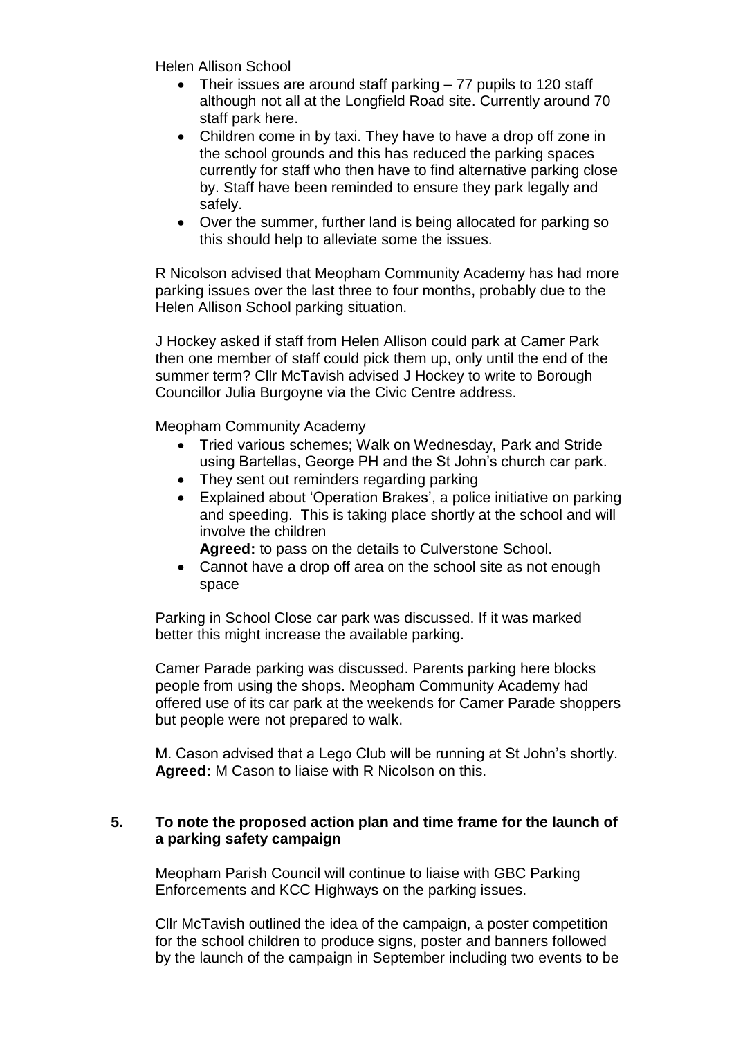Helen Allison School

- Their issues are around staff parking – 77 pupils to 120 staff although not all at the Longfield Road site. Currently around 70 staff park here.
- Children come in by taxi. They have to have a drop off zone in the school grounds and this has reduced the parking spaces currently for staff who then have to find alternative parking close by. Staff have been reminded to ensure they park legally and safely.
- Over the summer, further land is being allocated for parking so this should help to alleviate some the issues.

R Nicolson advised that Meopham Community Academy has had more parking issues over the last three to four months, probably due to the Helen Allison School parking situation.

J Hockey asked if staff from Helen Allison could park at Camer Park then one member of staff could pick them up, only until the end of the summer term? Cllr McTavish advised J Hockey to write to Borough Councillor Julia Burgoyne via the Civic Centre address.

Meopham Community Academy

- Tried various schemes; Walk on Wednesday, Park and Stride using Bartellas, George PH and the St John's church car park.
- They sent out reminders regarding parking
- Explained about 'Operation Brakes', a police initiative on parking and speeding. This is taking place shortly at the school and will involve the children
  **Agreed:** to pass on the details to Culverstone School.
- Cannot have a drop off area on the school site as not enough space

Parking in School Close car park was discussed. If it was marked better this might increase the available parking.

Camer Parade parking was discussed. Parents parking here blocks people from using the shops. Meopham Community Academy had offered use of its car park at the weekends for Camer Parade shoppers but people were not prepared to walk.

M. Cason advised that a Lego Club will be running at St John's shortly. **Agreed:** M Cason to liaise with R Nicolson on this.

## 5. To note the proposed action plan and time frame for the launch of a parking safety campaign

Meopham Parish Council will continue to liaise with GBC Parking Enforcements and KCC Highways on the parking issues.

Cllr McTavish outlined the idea of the campaign, a poster competition for the school children to produce signs, poster and banners followed by the launch of the campaign in September including two events to be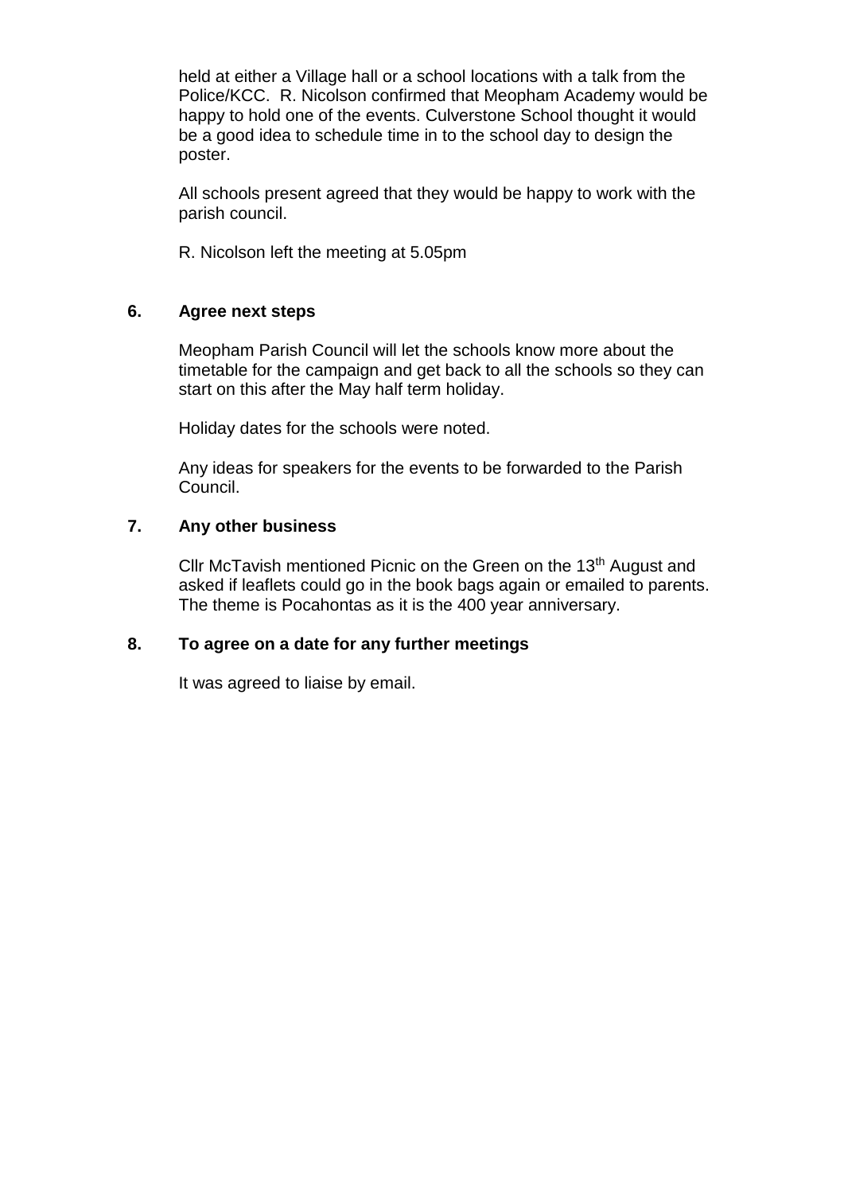held at either a Village hall or a school locations with a talk from the Police/KCC. R. Nicolson confirmed that Meopham Academy would be happy to hold one of the events. Culverstone School thought it would be a good idea to schedule time in to the school day to design the poster.

All schools present agreed that they would be happy to work with the parish council.

R. Nicolson left the meeting at 5.05pm

**6. Agree next steps**

Meopham Parish Council will let the schools know more about the timetable for the campaign and get back to all the schools so they can start on this after the May half term holiday.

Holiday dates for the schools were noted.

Any ideas for speakers for the events to be forwarded to the Parish Council.

**7. Any other business**

Cllr McTavish mentioned Picnic on the Green on the 13th August and asked if leaflets could go in the book bags again or emailed to parents. The theme is Pocahontas as it is the 400 year anniversary.

**8. To agree on a date for any further meetings**

It was agreed to liaise by email.